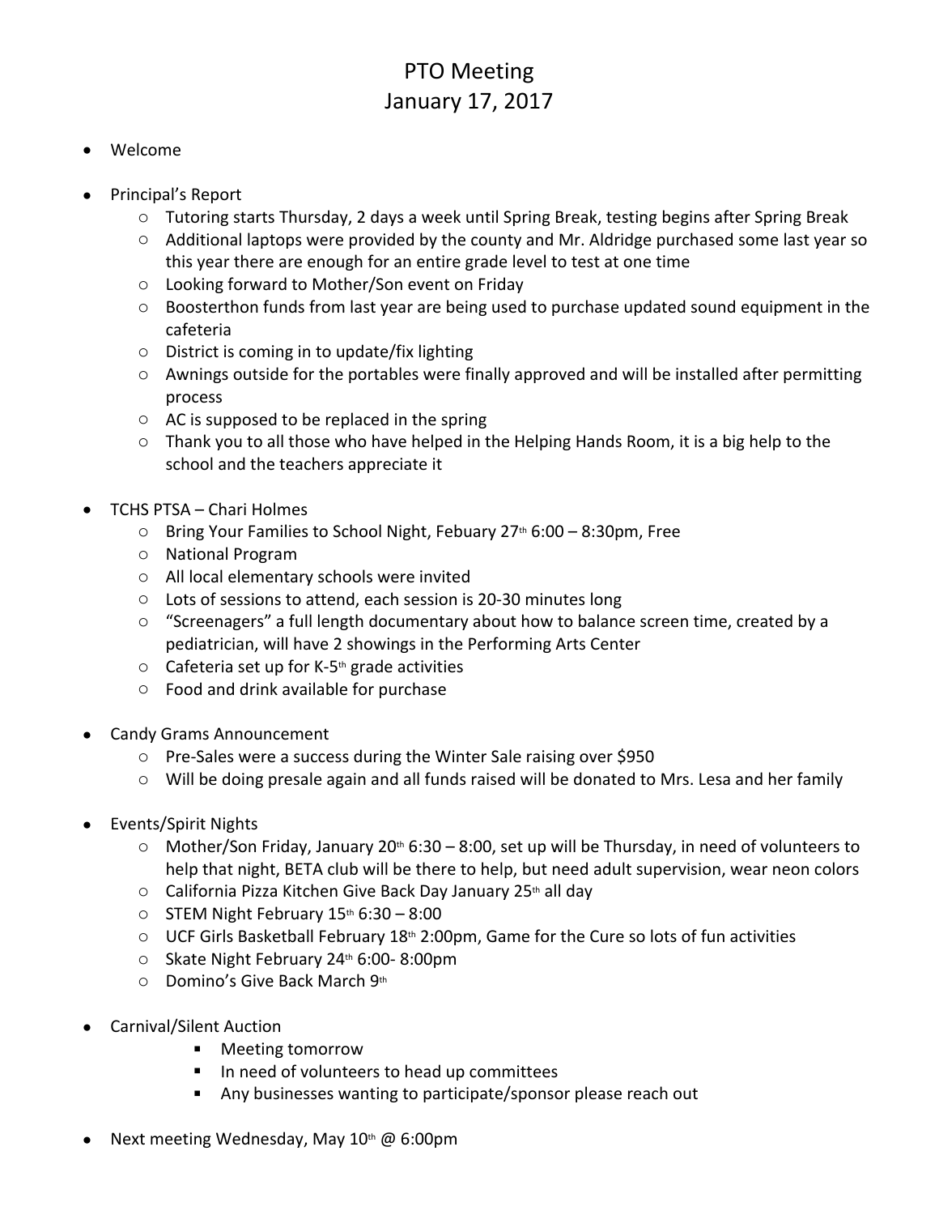# PTO Meeting
## January 17, 2017

- Welcome

- Principal's Report
  - Tutoring starts Thursday, 2 days a week until Spring Break, testing begins after Spring Break
  - Additional laptops were provided by the county and Mr. Aldridge purchased some last year so this year there are enough for an entire grade level to test at one time
  - Looking forward to Mother/Son event on Friday
  - Boosterthon funds from last year are being used to purchase updated sound equipment in the cafeteria
  - District is coming in to update/fix lighting
  - Awnings outside for the portables were finally approved and will be installed after permitting process
  - AC is supposed to be replaced in the spring
  - Thank you to all those who have helped in the Helping Hands Room, it is a big help to the school and the teachers appreciate it

- TCHS PTSA – Chari Holmes
  - Bring Your Families to School Night, Febuary 27th 6:00 – 8:30pm, Free
  - National Program
  - All local elementary schools were invited
  - Lots of sessions to attend, each session is 20-30 minutes long
  - "Screenagers" a full length documentary about how to balance screen time, created by a pediatrician, will have 2 showings in the Performing Arts Center
  - Cafeteria set up for K-5th grade activities
  - Food and drink available for purchase

- Candy Grams Announcement
  - Pre-Sales were a success during the Winter Sale raising over $950
  - Will be doing presale again and all funds raised will be donated to Mrs. Lesa and her family

- Events/Spirit Nights
  - Mother/Son Friday, January 20th 6:30 – 8:00, set up will be Thursday, in need of volunteers to help that night, BETA club will be there to help, but need adult supervision, wear neon colors
  - California Pizza Kitchen Give Back Day January 25th all day
  - STEM Night February 15th 6:30 – 8:00
  - UCF Girls Basketball February 18th 2:00pm, Game for the Cure so lots of fun activities
  - Skate Night February 24th 6:00- 8:00pm
  - Domino's Give Back March 9th

- Carnival/Silent Auction
  - Meeting tomorrow
  - In need of volunteers to head up committees
  - Any businesses wanting to participate/sponsor please reach out

- Next meeting Wednesday, May 10th @ 6:00pm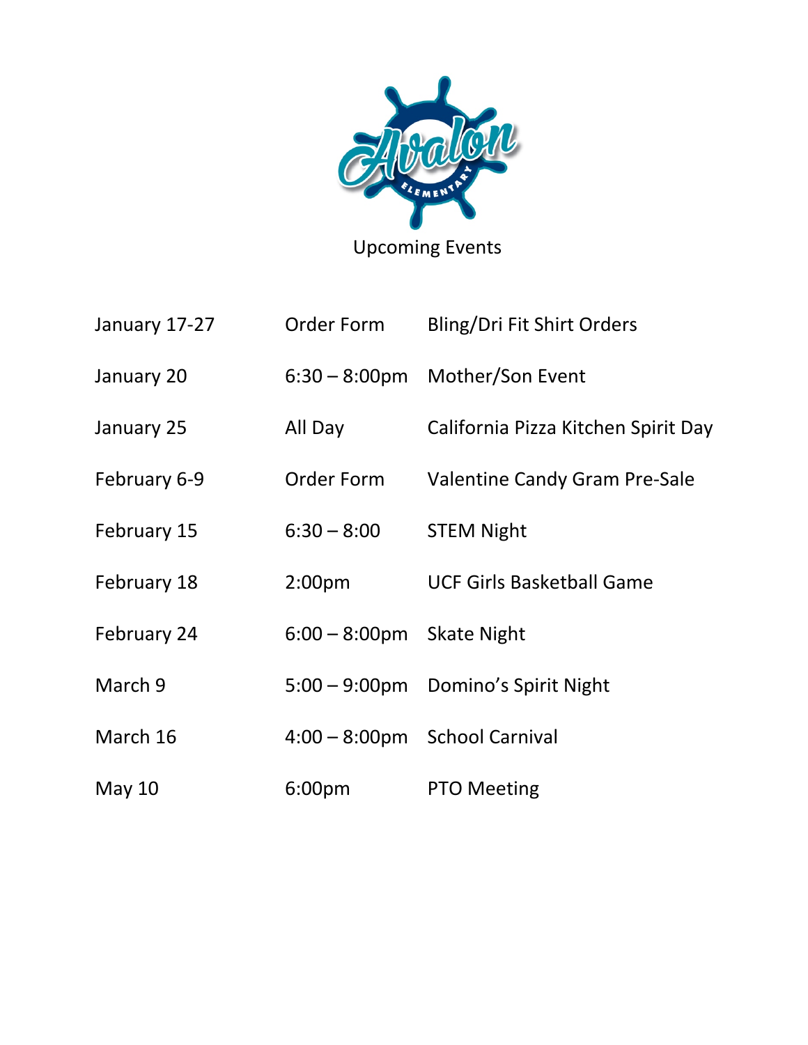Avalon Elementary

# Upcoming Events

| | | |
|---|---|---|
| January 17-27 | Order Form | Bling/Dri Fit Shirt Orders |
| January 20 | 6:30 – 8:00pm | Mother/Son Event |
| January 25 | All Day | California Pizza Kitchen Spirit Day |
| February 6-9 | Order Form | Valentine Candy Gram Pre-Sale |
| February 15 | 6:30 – 8:00 | STEM Night |
| February 18 | 2:00pm | UCF Girls Basketball Game |
| February 24 | 6:00 – 8:00pm | Skate Night |
| March 9 | 5:00 – 9:00pm | Domino's Spirit Night |
| March 16 | 4:00 – 8:00pm | School Carnival |
| May 10 | 6:00pm | PTO Meeting |